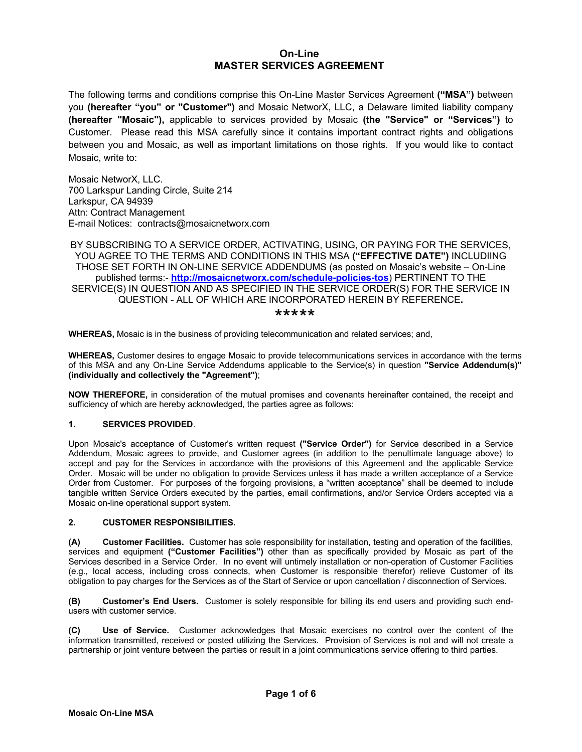# On-Line
# MASTER SERVICES AGREEMENT

The following terms and conditions comprise this On-Line Master Services Agreement **("MSA")** between you **(hereafter "you" or "Customer")** and Mosaic NetworX, LLC, a Delaware limited liability company **(hereafter "Mosaic"),** applicable to services provided by Mosaic **(the "Service" or "Services")** to Customer. Please read this MSA carefully since it contains important contract rights and obligations between you and Mosaic, as well as important limitations on those rights. If you would like to contact Mosaic, write to:

Mosaic NetworX, LLC.
700 Larkspur Landing Circle, Suite 214
Larkspur, CA 94939
Attn: Contract Management
E-mail Notices: contracts@mosaicnetworx.com

BY SUBSCRIBING TO A SERVICE ORDER, ACTIVATING, USING, OR PAYING FOR THE SERVICES, YOU AGREE TO THE TERMS AND CONDITIONS IN THIS MSA **("EFFECTIVE DATE")** INCLUDIING THOSE SET FORTH IN ON-LINE SERVICE ADDENDUMS (as posted on Mosaic's website – On-Line published terms:- **http://mosaicnetworx.com/schedule-policies-tos**) PERTINENT TO THE SERVICE(S) IN QUESTION AND AS SPECIFIED IN THE SERVICE ORDER(S) FOR THE SERVICE IN QUESTION - ALL OF WHICH ARE INCORPORATED HEREIN BY REFERENCE**.**

*****

**WHEREAS,** Mosaic is in the business of providing telecommunication and related services; and,

**WHEREAS,** Customer desires to engage Mosaic to provide telecommunications services in accordance with the terms of this MSA and any On-Line Service Addendums applicable to the Service(s) in question **"Service Addendum(s)" (individually and collectively the "Agreement")**;

**NOW THEREFORE,** in consideration of the mutual promises and covenants hereinafter contained, the receipt and sufficiency of which are hereby acknowledged, the parties agree as follows:

### 1. SERVICES PROVIDED.

Upon Mosaic's acceptance of Customer's written request **("Service Order")** for Service described in a Service Addendum, Mosaic agrees to provide, and Customer agrees (in addition to the penultimate language above) to accept and pay for the Services in accordance with the provisions of this Agreement and the applicable Service Order. Mosaic will be under no obligation to provide Services unless it has made a written acceptance of a Service Order from Customer. For purposes of the forgoing provisions, a "written acceptance" shall be deemed to include tangible written Service Orders executed by the parties, email confirmations, and/or Service Orders accepted via a Mosaic on-line operational support system.

### 2. CUSTOMER RESPONSIBILITIES.

**(A) Customer Facilities.** Customer has sole responsibility for installation, testing and operation of the facilities, services and equipment **("Customer Facilities")** other than as specifically provided by Mosaic as part of the Services described in a Service Order. In no event will untimely installation or non-operation of Customer Facilities (e.g., local access, including cross connects, when Customer is responsible therefor) relieve Customer of its obligation to pay charges for the Services as of the Start of Service or upon cancellation / disconnection of Services.

**(B) Customer's End Users.** Customer is solely responsible for billing its end users and providing such end-users with customer service.

**(C) Use of Service.** Customer acknowledges that Mosaic exercises no control over the content of the information transmitted, received or posted utilizing the Services. Provision of Services is not and will not create a partnership or joint venture between the parties or result in a joint communications service offering to third parties.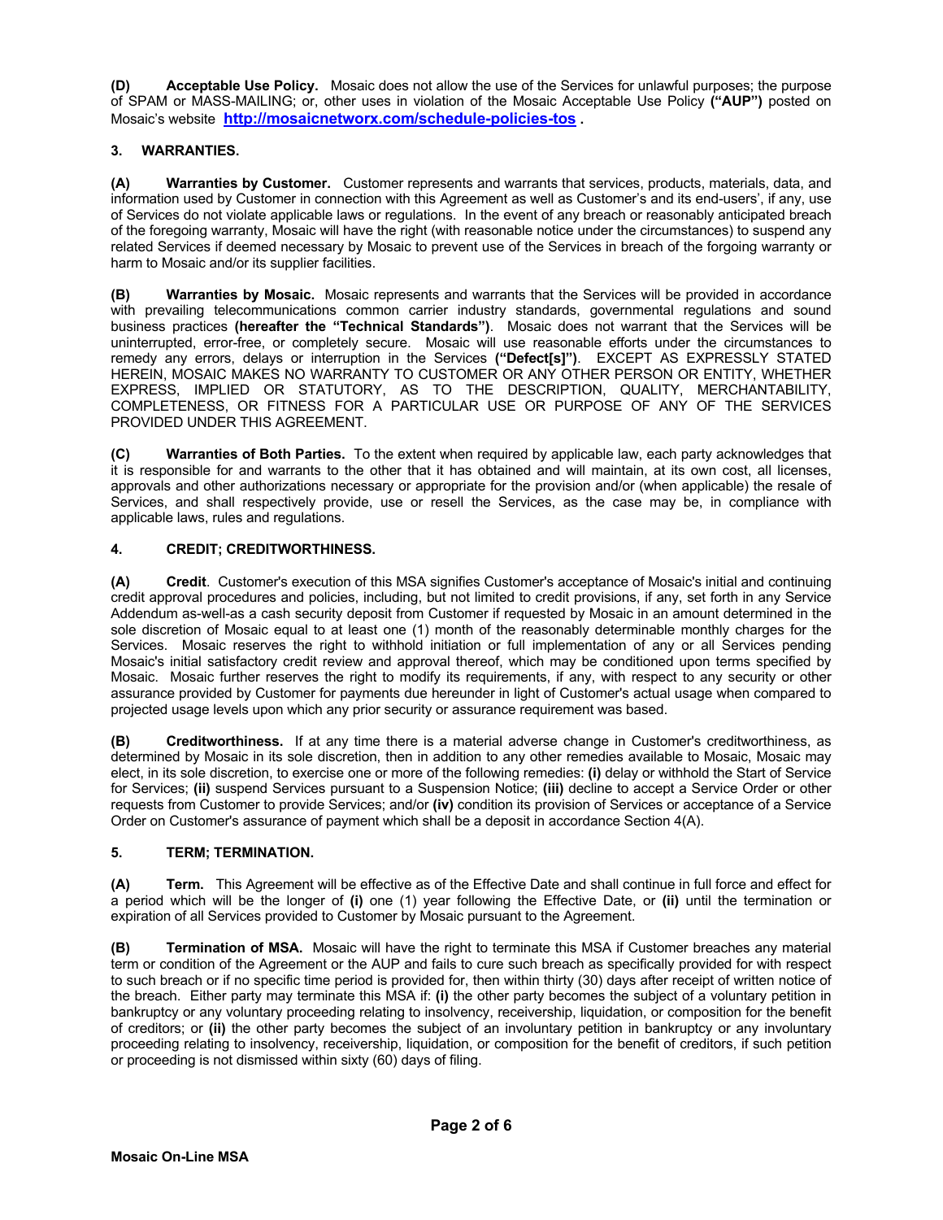**(D) Acceptable Use Policy.** Mosaic does not allow the use of the Services for unlawful purposes; the purpose of SPAM or MASS-MAILING; or, other uses in violation of the Mosaic Acceptable Use Policy **("AUP")** posted on Mosaic's website **http://mosaicnetworx.com/schedule-policies-tos** .

## 3. WARRANTIES.

**(A) Warranties by Customer.** Customer represents and warrants that services, products, materials, data, and information used by Customer in connection with this Agreement as well as Customer's and its end-users', if any, use of Services do not violate applicable laws or regulations. In the event of any breach or reasonably anticipated breach of the foregoing warranty, Mosaic will have the right (with reasonable notice under the circumstances) to suspend any related Services if deemed necessary by Mosaic to prevent use of the Services in breach of the forgoing warranty or harm to Mosaic and/or its supplier facilities.

**(B) Warranties by Mosaic.** Mosaic represents and warrants that the Services will be provided in accordance with prevailing telecommunications common carrier industry standards, governmental regulations and sound business practices **(hereafter the "Technical Standards")**. Mosaic does not warrant that the Services will be uninterrupted, error-free, or completely secure. Mosaic will use reasonable efforts under the circumstances to remedy any errors, delays or interruption in the Services **("Defect[s]")**. EXCEPT AS EXPRESSLY STATED HEREIN, MOSAIC MAKES NO WARRANTY TO CUSTOMER OR ANY OTHER PERSON OR ENTITY, WHETHER EXPRESS, IMPLIED OR STATUTORY, AS TO THE DESCRIPTION, QUALITY, MERCHANTABILITY, COMPLETENESS, OR FITNESS FOR A PARTICULAR USE OR PURPOSE OF ANY OF THE SERVICES PROVIDED UNDER THIS AGREEMENT.

**(C) Warranties of Both Parties.** To the extent when required by applicable law, each party acknowledges that it is responsible for and warrants to the other that it has obtained and will maintain, at its own cost, all licenses, approvals and other authorizations necessary or appropriate for the provision and/or (when applicable) the resale of Services, and shall respectively provide, use or resell the Services, as the case may be, in compliance with applicable laws, rules and regulations.

## 4. CREDIT; CREDITWORTHINESS.

**(A) Credit**. Customer's execution of this MSA signifies Customer's acceptance of Mosaic's initial and continuing credit approval procedures and policies, including, but not limited to credit provisions, if any, set forth in any Service Addendum as-well-as a cash security deposit from Customer if requested by Mosaic in an amount determined in the sole discretion of Mosaic equal to at least one (1) month of the reasonably determinable monthly charges for the Services. Mosaic reserves the right to withhold initiation or full implementation of any or all Services pending Mosaic's initial satisfactory credit review and approval thereof, which may be conditioned upon terms specified by Mosaic. Mosaic further reserves the right to modify its requirements, if any, with respect to any security or other assurance provided by Customer for payments due hereunder in light of Customer's actual usage when compared to projected usage levels upon which any prior security or assurance requirement was based.

**(B) Creditworthiness.** If at any time there is a material adverse change in Customer's creditworthiness, as determined by Mosaic in its sole discretion, then in addition to any other remedies available to Mosaic, Mosaic may elect, in its sole discretion, to exercise one or more of the following remedies: **(i)** delay or withhold the Start of Service for Services; **(ii)** suspend Services pursuant to a Suspension Notice; **(iii)** decline to accept a Service Order or other requests from Customer to provide Services; and/or **(iv)** condition its provision of Services or acceptance of a Service Order on Customer's assurance of payment which shall be a deposit in accordance Section 4(A).

## 5. TERM; TERMINATION.

**(A) Term.** This Agreement will be effective as of the Effective Date and shall continue in full force and effect for a period which will be the longer of **(i)** one (1) year following the Effective Date, or **(ii)** until the termination or expiration of all Services provided to Customer by Mosaic pursuant to the Agreement.

**(B) Termination of MSA.** Mosaic will have the right to terminate this MSA if Customer breaches any material term or condition of the Agreement or the AUP and fails to cure such breach as specifically provided for with respect to such breach or if no specific time period is provided for, then within thirty (30) days after receipt of written notice of the breach. Either party may terminate this MSA if: **(i)** the other party becomes the subject of a voluntary petition in bankruptcy or any voluntary proceeding relating to insolvency, receivership, liquidation, or composition for the benefit of creditors; or **(ii)** the other party becomes the subject of an involuntary petition in bankruptcy or any involuntary proceeding relating to insolvency, receivership, liquidation, or composition for the benefit of creditors, if such petition or proceeding is not dismissed within sixty (60) days of filing.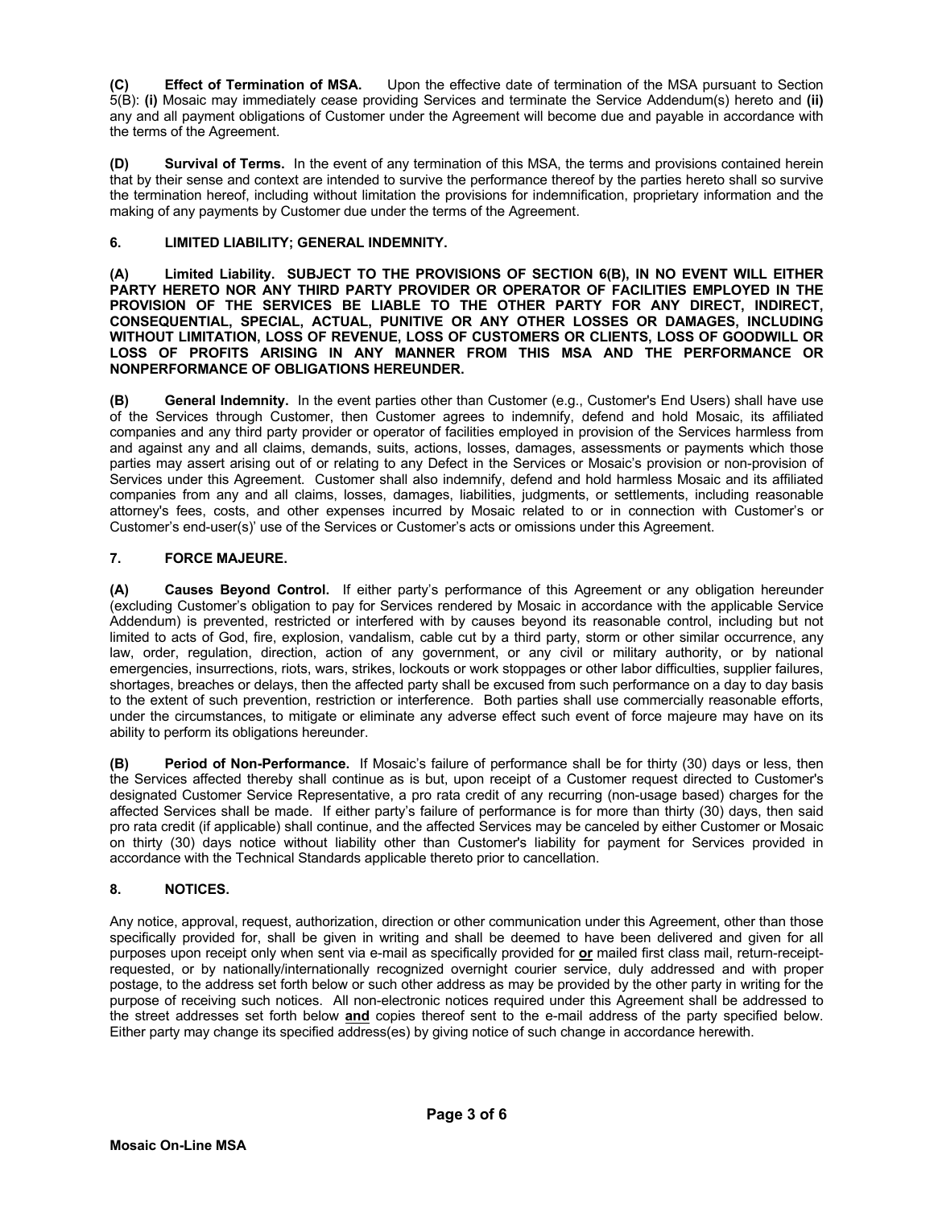**(C) Effect of Termination of MSA.** Upon the effective date of termination of the MSA pursuant to Section 5(B): **(i)** Mosaic may immediately cease providing Services and terminate the Service Addendum(s) hereto and **(ii)** any and all payment obligations of Customer under the Agreement will become due and payable in accordance with the terms of the Agreement.

**(D) Survival of Terms.** In the event of any termination of this MSA, the terms and provisions contained herein that by their sense and context are intended to survive the performance thereof by the parties hereto shall so survive the termination hereof, including without limitation the provisions for indemnification, proprietary information and the making of any payments by Customer due under the terms of the Agreement.

## 6. LIMITED LIABILITY; GENERAL INDEMNITY.

**(A) Limited Liability. SUBJECT TO THE PROVISIONS OF SECTION 6(B), IN NO EVENT WILL EITHER PARTY HERETO NOR ANY THIRD PARTY PROVIDER OR OPERATOR OF FACILITIES EMPLOYED IN THE PROVISION OF THE SERVICES BE LIABLE TO THE OTHER PARTY FOR ANY DIRECT, INDIRECT, CONSEQUENTIAL, SPECIAL, ACTUAL, PUNITIVE OR ANY OTHER LOSSES OR DAMAGES, INCLUDING WITHOUT LIMITATION, LOSS OF REVENUE, LOSS OF CUSTOMERS OR CLIENTS, LOSS OF GOODWILL OR LOSS OF PROFITS ARISING IN ANY MANNER FROM THIS MSA AND THE PERFORMANCE OR NONPERFORMANCE OF OBLIGATIONS HEREUNDER.**

**(B) General Indemnity.** In the event parties other than Customer (e.g., Customer's End Users) shall have use of the Services through Customer, then Customer agrees to indemnify, defend and hold Mosaic, its affiliated companies and any third party provider or operator of facilities employed in provision of the Services harmless from and against any and all claims, demands, suits, actions, losses, damages, assessments or payments which those parties may assert arising out of or relating to any Defect in the Services or Mosaic's provision or non-provision of Services under this Agreement. Customer shall also indemnify, defend and hold harmless Mosaic and its affiliated companies from any and all claims, losses, damages, liabilities, judgments, or settlements, including reasonable attorney's fees, costs, and other expenses incurred by Mosaic related to or in connection with Customer's or Customer's end-user(s)' use of the Services or Customer's acts or omissions under this Agreement.

## 7. FORCE MAJEURE.

**(A) Causes Beyond Control.** If either party's performance of this Agreement or any obligation hereunder (excluding Customer's obligation to pay for Services rendered by Mosaic in accordance with the applicable Service Addendum) is prevented, restricted or interfered with by causes beyond its reasonable control, including but not limited to acts of God, fire, explosion, vandalism, cable cut by a third party, storm or other similar occurrence, any law, order, regulation, direction, action of any government, or any civil or military authority, or by national emergencies, insurrections, riots, wars, strikes, lockouts or work stoppages or other labor difficulties, supplier failures, shortages, breaches or delays, then the affected party shall be excused from such performance on a day to day basis to the extent of such prevention, restriction or interference. Both parties shall use commercially reasonable efforts, under the circumstances, to mitigate or eliminate any adverse effect such event of force majeure may have on its ability to perform its obligations hereunder.

**(B) Period of Non-Performance.** If Mosaic's failure of performance shall be for thirty (30) days or less, then the Services affected thereby shall continue as is but, upon receipt of a Customer request directed to Customer's designated Customer Service Representative, a pro rata credit of any recurring (non-usage based) charges for the affected Services shall be made. If either party's failure of performance is for more than thirty (30) days, then said pro rata credit (if applicable) shall continue, and the affected Services may be canceled by either Customer or Mosaic on thirty (30) days notice without liability other than Customer's liability for payment for Services provided in accordance with the Technical Standards applicable thereto prior to cancellation.

## 8. NOTICES.

Any notice, approval, request, authorization, direction or other communication under this Agreement, other than those specifically provided for, shall be given in writing and shall be deemed to have been delivered and given for all purposes upon receipt only when sent via e-mail as specifically provided for **or** mailed first class mail, return-receipt-requested, or by nationally/internationally recognized overnight courier service, duly addressed and with proper postage, to the address set forth below or such other address as may be provided by the other party in writing for the purpose of receiving such notices. All non-electronic notices required under this Agreement shall be addressed to the street addresses set forth below **and** copies thereof sent to the e-mail address of the party specified below. Either party may change its specified address(es) by giving notice of such change in accordance herewith.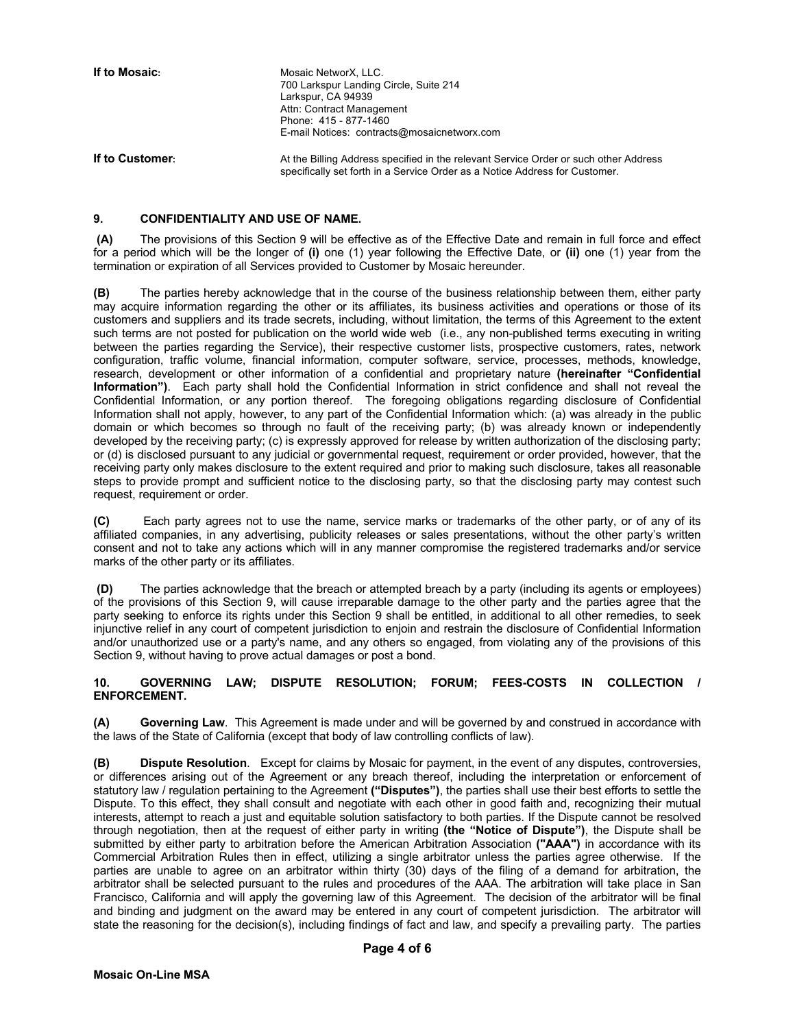| | |
|---|---|
| **If to Mosaic:** | Mosaic NetworX, LLC.<br>700 Larkspur Landing Circle, Suite 214<br>Larkspur, CA 94939<br>Attn: Contract Management<br>Phone: 415 - 877-1460<br>E-mail Notices: contracts@mosaicnetworx.com |
| **If to Customer:** | At the Billing Address specified in the relevant Service Order or such other Address specifically set forth in a Service Order as a Notice Address for Customer. |

## 9. CONFIDENTIALITY AND USE OF NAME.

**(A)** The provisions of this Section 9 will be effective as of the Effective Date and remain in full force and effect for a period which will be the longer of **(i)** one (1) year following the Effective Date, or **(ii)** one (1) year from the termination or expiration of all Services provided to Customer by Mosaic hereunder.

**(B)** The parties hereby acknowledge that in the course of the business relationship between them, either party may acquire information regarding the other or its affiliates, its business activities and operations or those of its customers and suppliers and its trade secrets, including, without limitation, the terms of this Agreement to the extent such terms are not posted for publication on the world wide web (i.e., any non-published terms executing in writing between the parties regarding the Service), their respective customer lists, prospective customers, rates, network configuration, traffic volume, financial information, computer software, service, processes, methods, knowledge, research, development or other information of a confidential and proprietary nature **(hereinafter "Confidential Information")**. Each party shall hold the Confidential Information in strict confidence and shall not reveal the Confidential Information, or any portion thereof. The foregoing obligations regarding disclosure of Confidential Information shall not apply, however, to any part of the Confidential Information which: (a) was already in the public domain or which becomes so through no fault of the receiving party; (b) was already known or independently developed by the receiving party; (c) is expressly approved for release by written authorization of the disclosing party; or (d) is disclosed pursuant to any judicial or governmental request, requirement or order provided, however, that the receiving party only makes disclosure to the extent required and prior to making such disclosure, takes all reasonable steps to provide prompt and sufficient notice to the disclosing party, so that the disclosing party may contest such request, requirement or order.

**(C)** Each party agrees not to use the name, service marks or trademarks of the other party, or of any of its affiliated companies, in any advertising, publicity releases or sales presentations, without the other party's written consent and not to take any actions which will in any manner compromise the registered trademarks and/or service marks of the other party or its affiliates.

**(D)** The parties acknowledge that the breach or attempted breach by a party (including its agents or employees) of the provisions of this Section 9, will cause irreparable damage to the other party and the parties agree that the party seeking to enforce its rights under this Section 9 shall be entitled, in additional to all other remedies, to seek injunctive relief in any court of competent jurisdiction to enjoin and restrain the disclosure of Confidential Information and/or unauthorized use or a party's name, and any others so engaged, from violating any of the provisions of this Section 9, without having to prove actual damages or post a bond.

## 10. GOVERNING LAW; DISPUTE RESOLUTION; FORUM; FEES-COSTS IN COLLECTION / ENFORCEMENT.

**(A) Governing Law**. This Agreement is made under and will be governed by and construed in accordance with the laws of the State of California (except that body of law controlling conflicts of law).

**(B) Dispute Resolution**. Except for claims by Mosaic for payment, in the event of any disputes, controversies, or differences arising out of the Agreement or any breach thereof, including the interpretation or enforcement of statutory law / regulation pertaining to the Agreement **("Disputes")**, the parties shall use their best efforts to settle the Dispute. To this effect, they shall consult and negotiate with each other in good faith and, recognizing their mutual interests, attempt to reach a just and equitable solution satisfactory to both parties. If the Dispute cannot be resolved through negotiation, then at the request of either party in writing **(the "Notice of Dispute")**, the Dispute shall be submitted by either party to arbitration before the American Arbitration Association **("AAA")** in accordance with its Commercial Arbitration Rules then in effect, utilizing a single arbitrator unless the parties agree otherwise. If the parties are unable to agree on an arbitrator within thirty (30) days of the filing of a demand for arbitration, the arbitrator shall be selected pursuant to the rules and procedures of the AAA. The arbitration will take place in San Francisco, California and will apply the governing law of this Agreement. The decision of the arbitrator will be final and binding and judgment on the award may be entered in any court of competent jurisdiction. The arbitrator will state the reasoning for the decision(s), including findings of fact and law, and specify a prevailing party. The parties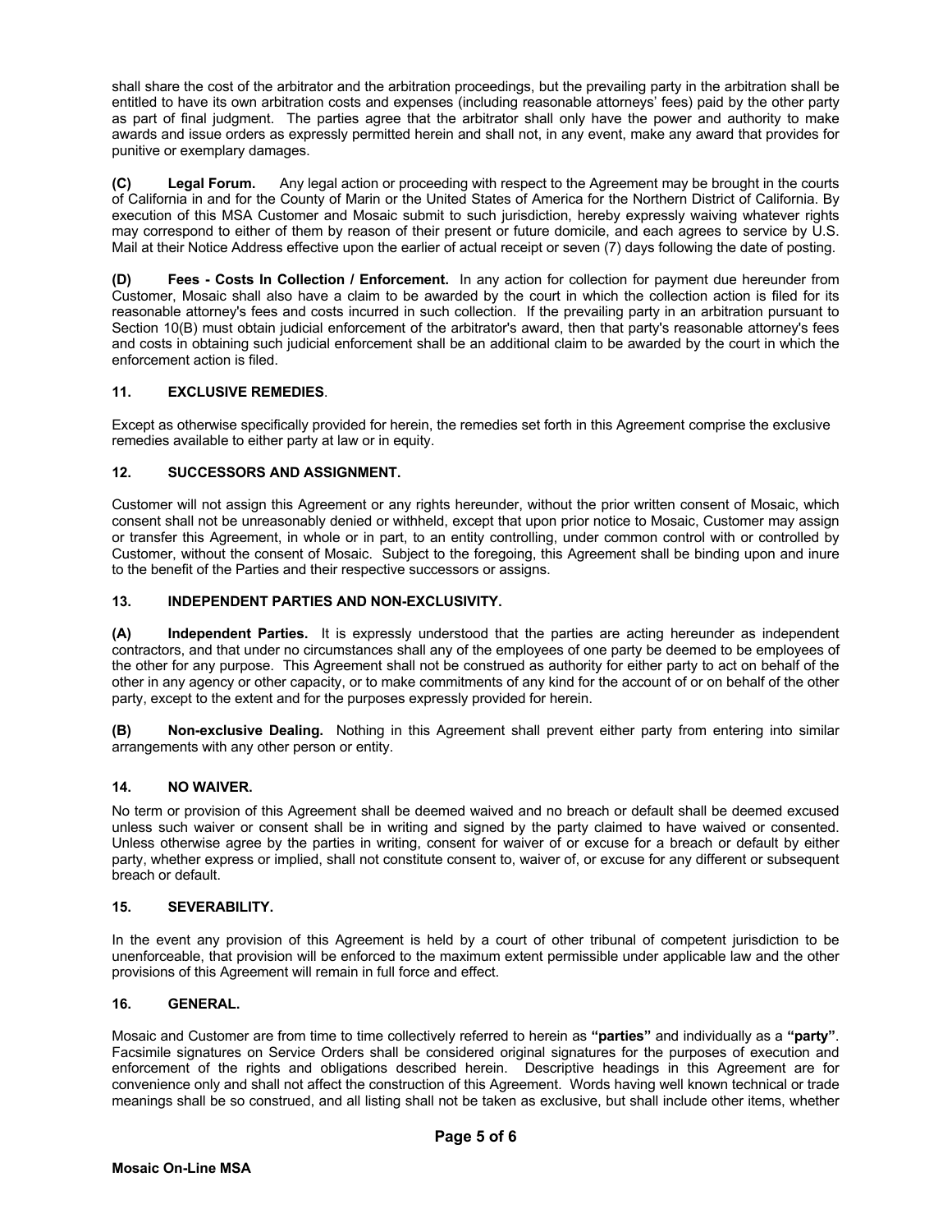shall share the cost of the arbitrator and the arbitration proceedings, but the prevailing party in the arbitration shall be entitled to have its own arbitration costs and expenses (including reasonable attorneys' fees) paid by the other party as part of final judgment. The parties agree that the arbitrator shall only have the power and authority to make awards and issue orders as expressly permitted herein and shall not, in any event, make any award that provides for punitive or exemplary damages.

**(C) Legal Forum.** Any legal action or proceeding with respect to the Agreement may be brought in the courts of California in and for the County of Marin or the United States of America for the Northern District of California. By execution of this MSA Customer and Mosaic submit to such jurisdiction, hereby expressly waiving whatever rights may correspond to either of them by reason of their present or future domicile, and each agrees to service by U.S. Mail at their Notice Address effective upon the earlier of actual receipt or seven (7) days following the date of posting.

**(D) Fees - Costs In Collection / Enforcement.** In any action for collection for payment due hereunder from Customer, Mosaic shall also have a claim to be awarded by the court in which the collection action is filed for its reasonable attorney's fees and costs incurred in such collection. If the prevailing party in an arbitration pursuant to Section 10(B) must obtain judicial enforcement of the arbitrator's award, then that party's reasonable attorney's fees and costs in obtaining such judicial enforcement shall be an additional claim to be awarded by the court in which the enforcement action is filed.

## 11. EXCLUSIVE REMEDIES.

Except as otherwise specifically provided for herein, the remedies set forth in this Agreement comprise the exclusive remedies available to either party at law or in equity.

## 12. SUCCESSORS AND ASSIGNMENT.

Customer will not assign this Agreement or any rights hereunder, without the prior written consent of Mosaic, which consent shall not be unreasonably denied or withheld, except that upon prior notice to Mosaic, Customer may assign or transfer this Agreement, in whole or in part, to an entity controlling, under common control with or controlled by Customer, without the consent of Mosaic. Subject to the foregoing, this Agreement shall be binding upon and inure to the benefit of the Parties and their respective successors or assigns.

## 13. INDEPENDENT PARTIES AND NON-EXCLUSIVITY.

**(A) Independent Parties.** It is expressly understood that the parties are acting hereunder as independent contractors, and that under no circumstances shall any of the employees of one party be deemed to be employees of the other for any purpose. This Agreement shall not be construed as authority for either party to act on behalf of the other in any agency or other capacity, or to make commitments of any kind for the account of or on behalf of the other party, except to the extent and for the purposes expressly provided for herein.

**(B) Non-exclusive Dealing.** Nothing in this Agreement shall prevent either party from entering into similar arrangements with any other person or entity.

## 14. NO WAIVER.

No term or provision of this Agreement shall be deemed waived and no breach or default shall be deemed excused unless such waiver or consent shall be in writing and signed by the party claimed to have waived or consented. Unless otherwise agree by the parties in writing, consent for waiver of or excuse for a breach or default by either party, whether express or implied, shall not constitute consent to, waiver of, or excuse for any different or subsequent breach or default.

## 15. SEVERABILITY.

In the event any provision of this Agreement is held by a court of other tribunal of competent jurisdiction to be unenforceable, that provision will be enforced to the maximum extent permissible under applicable law and the other provisions of this Agreement will remain in full force and effect.

## 16. GENERAL.

Mosaic and Customer are from time to time collectively referred to herein as **"parties"** and individually as a **"party"**. Facsimile signatures on Service Orders shall be considered original signatures for the purposes of execution and enforcement of the rights and obligations described herein. Descriptive headings in this Agreement are for convenience only and shall not affect the construction of this Agreement. Words having well known technical or trade meanings shall be so construed, and all listing shall not be taken as exclusive, but shall include other items, whether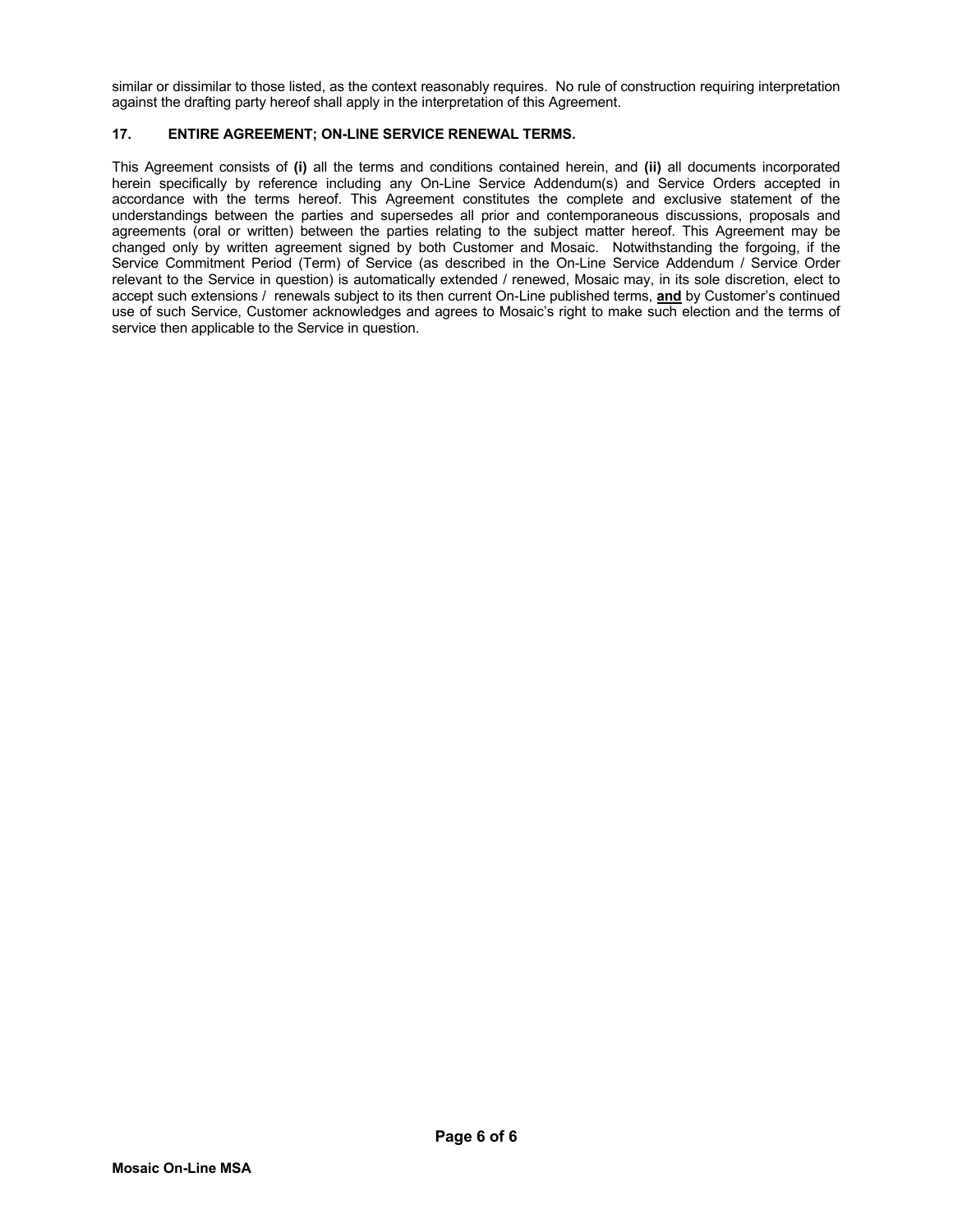similar or dissimilar to those listed, as the context reasonably requires. No rule of construction requiring interpretation against the drafting party hereof shall apply in the interpretation of this Agreement.

## 17. ENTIRE AGREEMENT; ON-LINE SERVICE RENEWAL TERMS.

This Agreement consists of **(i)** all the terms and conditions contained herein, and **(ii)** all documents incorporated herein specifically by reference including any On-Line Service Addendum(s) and Service Orders accepted in accordance with the terms hereof. This Agreement constitutes the complete and exclusive statement of the understandings between the parties and supersedes all prior and contemporaneous discussions, proposals and agreements (oral or written) between the parties relating to the subject matter hereof. This Agreement may be changed only by written agreement signed by both Customer and Mosaic. Notwithstanding the forgoing, if the Service Commitment Period (Term) of Service (as described in the On-Line Service Addendum / Service Order relevant to the Service in question) is automatically extended / renewed, Mosaic may, in its sole discretion, elect to accept such extensions / renewals subject to its then current On-Line published terms, **<u>and</u>** by Customer's continued use of such Service, Customer acknowledges and agrees to Mosaic's right to make such election and the terms of service then applicable to the Service in question.